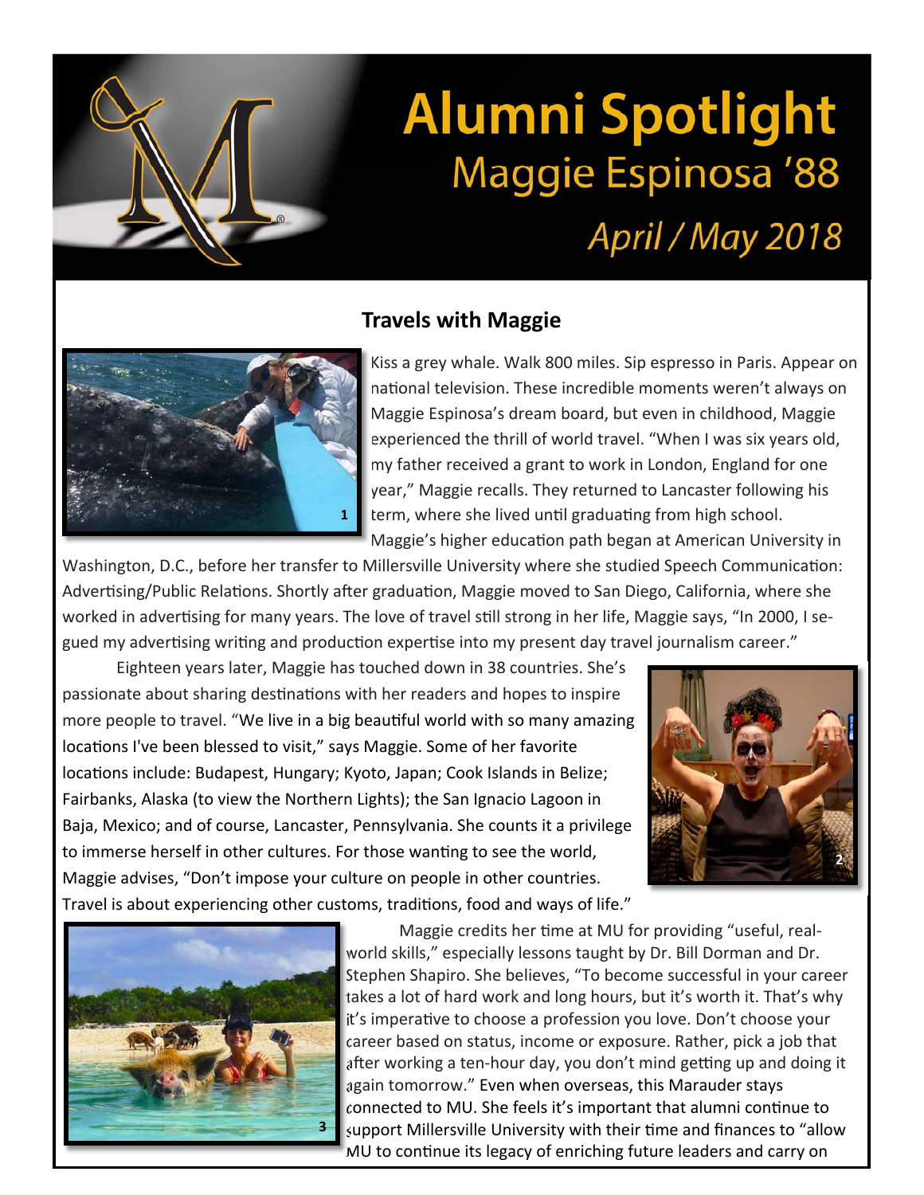# Alumni Spotlight

## Maggie Espinosa '88

*April / May 2018*

### Travels with Maggie

Kiss a grey whale. Walk 800 miles. Sip espresso in Paris. Appear on national television. These incredible moments weren't always on Maggie Espinosa's dream board, but even in childhood, Maggie experienced the thrill of world travel. "When I was six years old, my father received a grant to work in London, England for one year," Maggie recalls. They returned to Lancaster following his term, where she lived until graduating from high school. Maggie's higher education path began at American University in Washington, D.C., before her transfer to Millersville University where she studied Speech Communication: Advertising/Public Relations. Shortly after graduation, Maggie moved to San Diego, California, where she worked in advertising for many years. The love of travel still strong in her life, Maggie says, "In 2000, I segued my advertising writing and production expertise into my present day travel journalism career."

Eighteen years later, Maggie has touched down in 38 countries. She's passionate about sharing destinations with her readers and hopes to inspire more people to travel. "We live in a big beautiful world with so many amazing locations I've been blessed to visit," says Maggie. Some of her favorite locations include: Budapest, Hungary; Kyoto, Japan; Cook Islands in Belize; Fairbanks, Alaska (to view the Northern Lights); the San Ignacio Lagoon in Baja, Mexico; and of course, Lancaster, Pennsylvania. She counts it a privilege to immerse herself in other cultures. For those wanting to see the world, Maggie advises, "Don't impose your culture on people in other countries. Travel is about experiencing other customs, traditions, food and ways of life."

Maggie credits her time at MU for providing "useful, real-world skills," especially lessons taught by Dr. Bill Dorman and Dr. Stephen Shapiro. She believes, "To become successful in your career takes a lot of hard work and long hours, but it's worth it. That's why it's imperative to choose a profession you love. Don't choose your career based on status, income or exposure. Rather, pick a job that after working a ten-hour day, you don't mind getting up and doing it again tomorrow." Even when overseas, this Marauder stays connected to MU. She feels it's important that alumni continue to support Millersville University with their time and finances to "allow MU to continue its legacy of enriching future leaders and carry on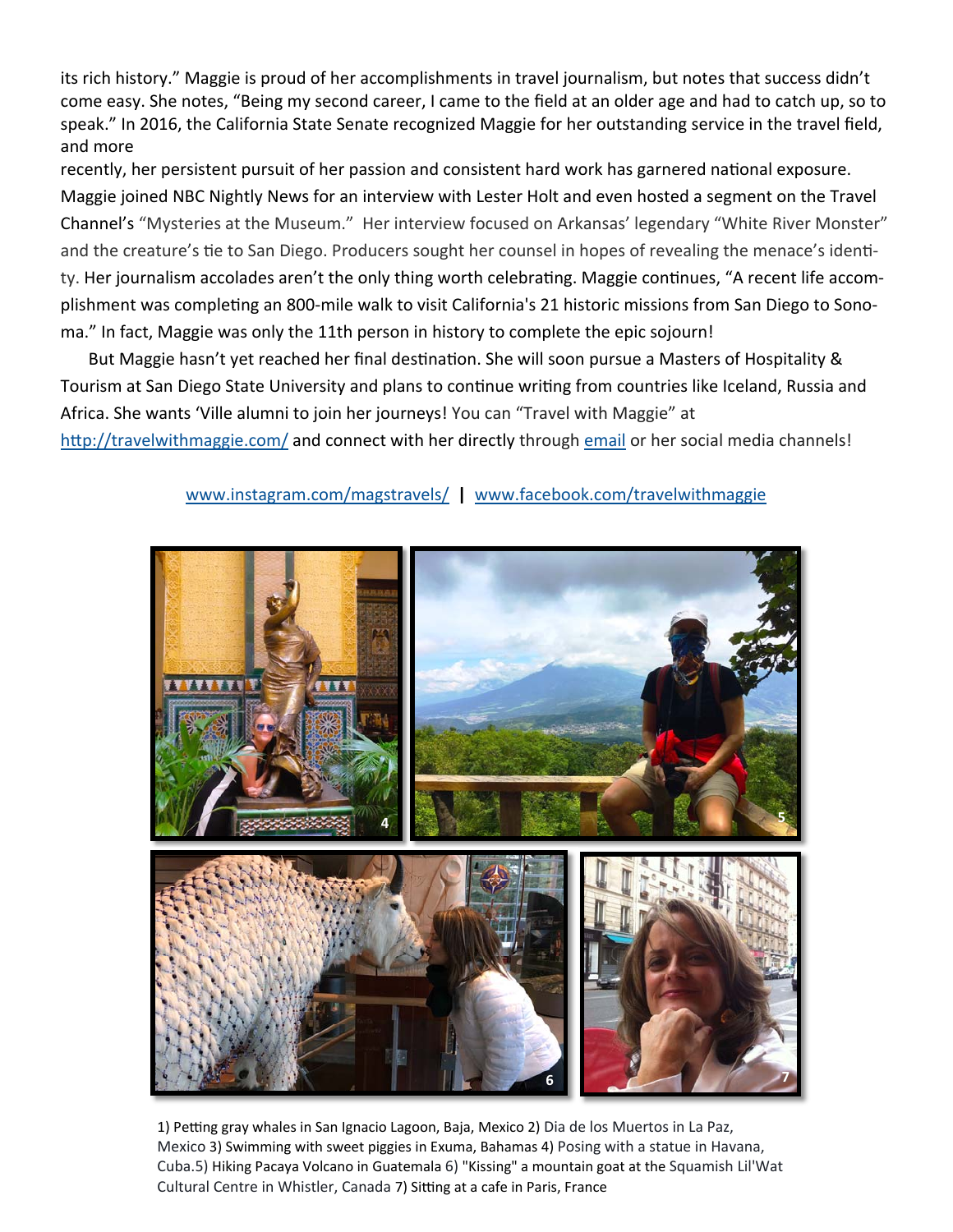its rich history." Maggie is proud of her accomplishments in travel journalism, but notes that success didn't come easy. She notes, "Being my second career, I came to the field at an older age and had to catch up, so to speak." In 2016, the California State Senate recognized Maggie for her outstanding service in the travel field, and more recently, her persistent pursuit of her passion and consistent hard work has garnered national exposure. Maggie joined NBC Nightly News for an interview with Lester Holt and even hosted a segment on the Travel Channel's "Mysteries at the Museum." Her interview focused on Arkansas' legendary "White River Monster" and the creature's tie to San Diego. Producers sought her counsel in hopes of revealing the menace's identity. Her journalism accolades aren't the only thing worth celebrating. Maggie continues, "A recent life accomplishment was completing an 800-mile walk to visit California's 21 historic missions from San Diego to Sonoma." In fact, Maggie was only the 11th person in history to complete the epic sojourn!

But Maggie hasn't yet reached her final destination. She will soon pursue a Masters of Hospitality & Tourism at San Diego State University and plans to continue writing from countries like Iceland, Russia and Africa. She wants 'Ville alumni to join her journeys! You can "Travel with Maggie" at http://travelwithmaggie.com/ and connect with her directly through email or her social media channels!

www.instagram.com/magstravels/ | www.facebook.com/travelwithmaggie

1) Petting gray whales in San Ignacio Lagoon, Baja, Mexico 2) Dia de los Muertos in La Paz, Mexico 3) Swimming with sweet piggies in Exuma, Bahamas 4) Posing with a statue in Havana, Cuba.5) Hiking Pacaya Volcano in Guatemala 6) "Kissing" a mountain goat at the Squamish Lil'Wat Cultural Centre in Whistler, Canada 7) Sitting at a cafe in Paris, France